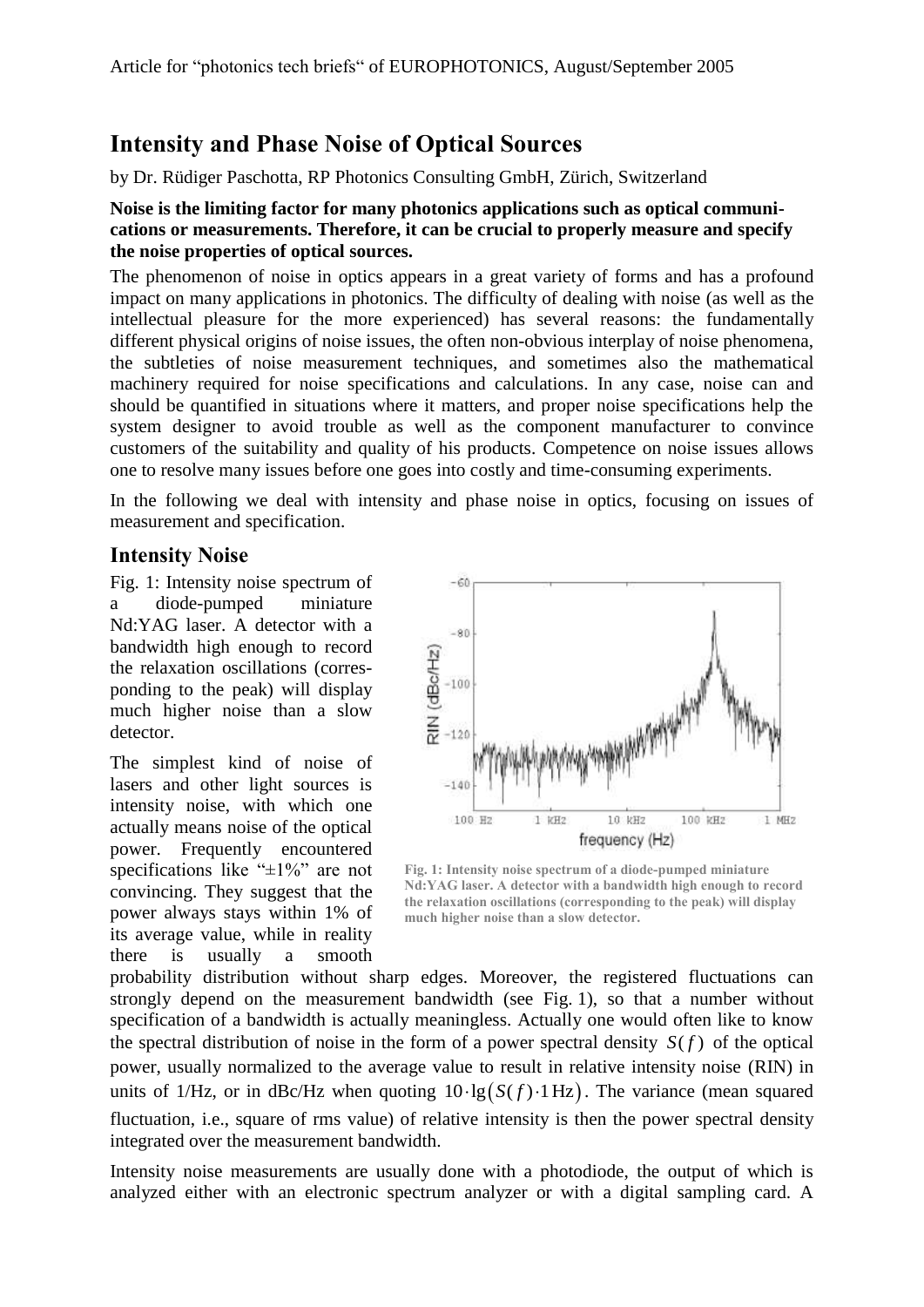# Intensity and Phase Noise of Optical Sources

by Dr. Rüdiger Paschotta, RP Photonics Consulting GmbH, Zürich, Switzerland

**Noise is the limiting factor for many photonics applications such as optical communications or measurements. Therefore, it can be crucial to properly measure and specify the noise properties of optical sources.**

The phenomenon of noise in optics appears in a great variety of forms and has a profound impact on many applications in photonics. The difficulty of dealing with noise (as well as the intellectual pleasure for the more experienced) has several reasons: the fundamentally different physical origins of noise issues, the often non-obvious interplay of noise phenomena, the subtleties of noise measurement techniques, and sometimes also the mathematical machinery required for noise specifications and calculations. In any case, noise can and should be quantified in situations where it matters, and proper noise specifications help the system designer to avoid trouble as well as the component manufacturer to convince customers of the suitability and quality of his products. Competence on noise issues allows one to resolve many issues before one goes into costly and time-consuming experiments.

In the following we deal with intensity and phase noise in optics, focusing on issues of measurement and specification.

## Intensity Noise

Fig. 1: Intensity noise spectrum of a diode-pumped miniature Nd:YAG laser. A detector with a bandwidth high enough to record the relaxation oscillations (corresponding to the peak) will display much higher noise than a slow detector.

**Fig. 1: Intensity noise spectrum of a diode-pumped miniature Nd:YAG laser. A detector with a bandwidth high enough to record the relaxation oscillations (corresponding to the peak) will display much higher noise than a slow detector.**

The simplest kind of noise of lasers and other light sources is intensity noise, with which one actually means noise of the optical power. Frequently encountered specifications like "±1%" are not convincing. They suggest that the power always stays within 1% of its average value, while in reality there is usually a smooth probability distribution without sharp edges. Moreover, the registered fluctuations can strongly depend on the measurement bandwidth (see Fig. 1), so that a number without specification of a bandwidth is actually meaningless. Actually one would often like to know the spectral distribution of noise in the form of a power spectral density $S(f)$ of the optical power, usually normalized to the average value to result in relative intensity noise (RIN) in units of 1/Hz, or in dBc/Hz when quoting $10 \cdot \lg\left(S(f) \cdot 1\,\text{Hz}\right)$. The variance (mean squared fluctuation, i.e., square of rms value) of relative intensity is then the power spectral density integrated over the measurement bandwidth.

Intensity noise measurements are usually done with a photodiode, the output of which is analyzed either with an electronic spectrum analyzer or with a digital sampling card. A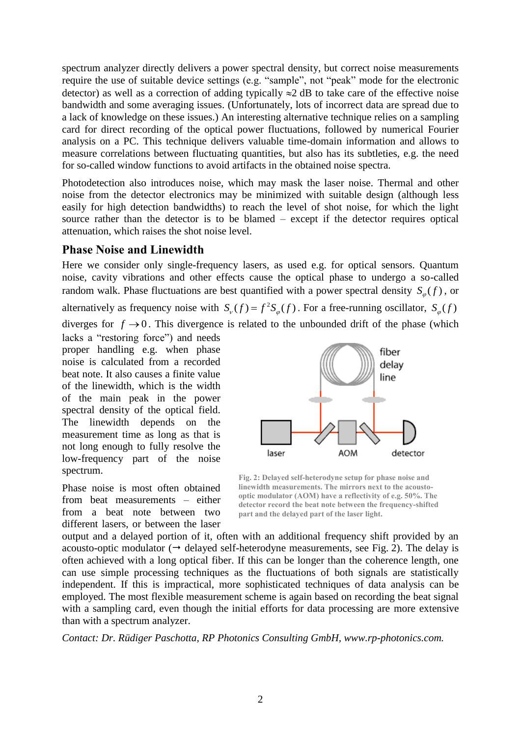spectrum analyzer directly delivers a power spectral density, but correct noise measurements require the use of suitable device settings (e.g. “sample”, not “peak” mode for the electronic detector) as well as a correction of adding typically ≈2 dB to take care of the effective noise bandwidth and some averaging issues. (Unfortunately, lots of incorrect data are spread due to a lack of knowledge on these issues.) An interesting alternative technique relies on a sampling card for direct recording of the optical power fluctuations, followed by numerical Fourier analysis on a PC. This technique delivers valuable time-domain information and allows to measure correlations between fluctuating quantities, but also has its subtleties, e.g. the need for so-called window functions to avoid artifacts in the obtained noise spectra.

Photodetection also introduces noise, which may mask the laser noise. Thermal and other noise from the detector electronics may be minimized with suitable design (although less easily for high detection bandwidths) to reach the level of shot noise, for which the light source rather than the detector is to be blamed – except if the detector requires optical attenuation, which raises the shot noise level.

## Phase Noise and Linewidth

Here we consider only single-frequency lasers, as used e.g. for optical sensors. Quantum noise, cavity vibrations and other effects cause the optical phase to undergo a so-called random walk. Phase fluctuations are best quantified with a power spectral density $S_\varphi(f)$, or alternatively as frequency noise with $S_\nu(f) = f^2 S_\varphi(f)$. For a free-running oscillator, $S_\varphi(f)$ diverges for $f \to 0$. This divergence is related to the unbounded drift of the phase (which lacks a “restoring force”) and needs proper handling e.g. when phase noise is calculated from a recorded beat note. It also causes a finite value of the linewidth, which is the width of the main peak in the power spectral density of the optical field. The linewidth depends on the measurement time as long as that is not long enough to fully resolve the low-frequency part of the noise spectrum.

fiber
delay
line

laser
AOM
detector

**Fig. 2: Delayed self-heterodyne setup for phase noise and linewidth measurements. The mirrors next to the acousto-optic modulator (AOM) have a reflectivity of e.g. 50%. The detector record the beat note between the frequency-shifted part and the delayed part of the laser light.**

Phase noise is most often obtained from beat measurements – either from a beat note between two different lasers, or between the laser output and a delayed portion of it, often with an additional frequency shift provided by an acousto-optic modulator (→ delayed self-heterodyne measurements, see Fig. 2). The delay is often achieved with a long optical fiber. If this can be longer than the coherence length, one can use simple processing techniques as the fluctuations of both signals are statistically independent. If this is impractical, more sophisticated techniques of data analysis can be employed. The most flexible measurement scheme is again based on recording the beat signal with a sampling card, even though the initial efforts for data processing are more extensive than with a spectrum analyzer.

*Contact: Dr. Rüdiger Paschotta, RP Photonics Consulting GmbH, www.rp-photonics.com.*